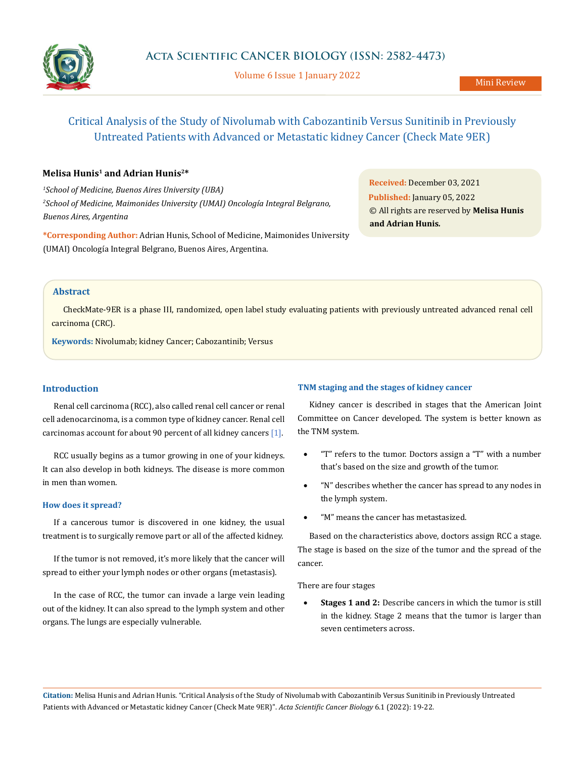# Critical Analysis of the Study of Nivolumab with Cabozantinib Versus Sunitinib in Previously Untreated Patients with Advanced or Metastatic kidney Cancer (Check Mate 9ER)

**Melisa Hunis[1] and Adrian Hunis[2]***

*[1]School of Medicine, Buenos Aires University (UBA)*

*[2]School of Medicine, Maimonides University (UMAI) Oncología Integral Belgrano, Buenos Aires, Argentina*

***Corresponding Author:** Adrian Hunis, School of Medicine, Maimonides University (UMAI) Oncología Integral Belgrano, Buenos Aires, Argentina.

**Received:** December 03, 2021
**Published:** January 05, 2022
© All rights are reserved by **Melisa Hunis and Adrian Hunis.**

## Abstract

CheckMate-9ER is a phase III, randomized, open label study evaluating patients with previously untreated advanced renal cell carcinoma (CRC).

**Keywords:** Nivolumab; kidney Cancer; Cabozantinib; Versus

## Introduction

Renal cell carcinoma (RCC), also called renal cell cancer or renal cell adenocarcinoma, is a common type of kidney cancer. Renal cell carcinomas account for about 90 percent of all kidney cancers [1].

RCC usually begins as a tumor growing in one of your kidneys. It can also develop in both kidneys. The disease is more common in men than women.

### How does it spread?

If a cancerous tumor is discovered in one kidney, the usual treatment is to surgically remove part or all of the affected kidney.

If the tumor is not removed, it's more likely that the cancer will spread to either your lymph nodes or other organs (metastasis).

In the case of RCC, the tumor can invade a large vein leading out of the kidney. It can also spread to the lymph system and other organs. The lungs are especially vulnerable.

### TNM staging and the stages of kidney cancer

Kidney cancer is described in stages that the American Joint Committee on Cancer developed. The system is better known as the TNM system.

- "T" refers to the tumor. Doctors assign a "T" with a number that's based on the size and growth of the tumor.
- "N" describes whether the cancer has spread to any nodes in the lymph system.
- "M" means the cancer has metastasized.

Based on the characteristics above, doctors assign RCC a stage. The stage is based on the size of the tumor and the spread of the cancer.

There are four stages

- **Stages 1 and 2:** Describe cancers in which the tumor is still in the kidney. Stage 2 means that the tumor is larger than seven centimeters across.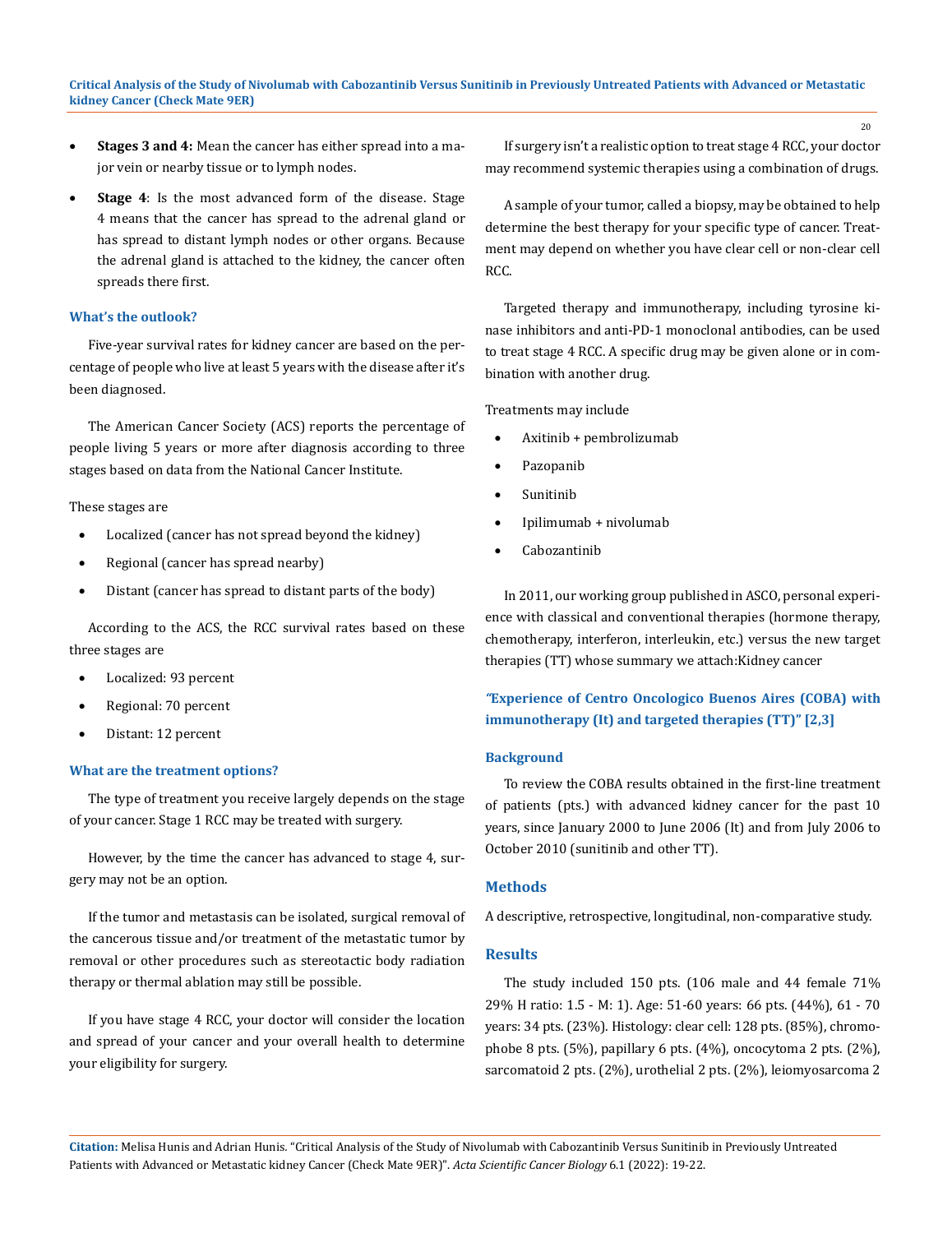- **Stages 3 and 4:** Mean the cancer has either spread into a major vein or nearby tissue or to lymph nodes.
- **Stage 4**: Is the most advanced form of the disease. Stage 4 means that the cancer has spread to the adrenal gland or has spread to distant lymph nodes or other organs. Because the adrenal gland is attached to the kidney, the cancer often spreads there first.

### What's the outlook?

Five-year survival rates for kidney cancer are based on the percentage of people who live at least 5 years with the disease after it's been diagnosed.

The American Cancer Society (ACS) reports the percentage of people living 5 years or more after diagnosis according to three stages based on data from the National Cancer Institute.

These stages are

- Localized (cancer has not spread beyond the kidney)
- Regional (cancer has spread nearby)
- Distant (cancer has spread to distant parts of the body)

According to the ACS, the RCC survival rates based on these three stages are

- Localized: 93 percent
- Regional: 70 percent
- Distant: 12 percent

### What are the treatment options?

The type of treatment you receive largely depends on the stage of your cancer. Stage 1 RCC may be treated with surgery.

However, by the time the cancer has advanced to stage 4, surgery may not be an option.

If the tumor and metastasis can be isolated, surgical removal of the cancerous tissue and/or treatment of the metastatic tumor by removal or other procedures such as stereotactic body radiation therapy or thermal ablation may still be possible.

If you have stage 4 RCC, your doctor will consider the location and spread of your cancer and your overall health to determine your eligibility for surgery.

If surgery isn't a realistic option to treat stage 4 RCC, your doctor may recommend systemic therapies using a combination of drugs.

A sample of your tumor, called a biopsy, may be obtained to help determine the best therapy for your specific type of cancer. Treatment may depend on whether you have clear cell or non-clear cell RCC.

Targeted therapy and immunotherapy, including tyrosine kinase inhibitors and anti-PD-1 monoclonal antibodies, can be used to treat stage 4 RCC. A specific drug may be given alone or in combination with another drug.

Treatments may include

- Axitinib + pembrolizumab
- Pazopanib
- Sunitinib
- Ipilimumab + nivolumab
- Cabozantinib

In 2011, our working group published in ASCO, personal experience with classical and conventional therapies (hormone therapy, chemotherapy, interferon, interleukin, etc.) versus the new target therapies (TT) whose summary we attach:Kidney cancer

### "Experience of Centro Oncologico Buenos Aires (COBA) with immunotherapy (It) and targeted therapies (TT)" [2,3]

#### Background

To review the COBA results obtained in the first-line treatment of patients (pts.) with advanced kidney cancer for the past 10 years, since January 2000 to June 2006 (It) and from July 2006 to October 2010 (sunitinib and other TT).

#### Methods

A descriptive, retrospective, longitudinal, non-comparative study.

#### Results

The study included 150 pts. (106 male and 44 female 71% 29% H ratio: 1.5 - M: 1). Age: 51-60 years: 66 pts. (44%), 61 - 70 years: 34 pts. (23%). Histology: clear cell: 128 pts. (85%), chromophobe 8 pts. (5%), papillary 6 pts. (4%), oncocytoma 2 pts. (2%), sarcomatoid 2 pts. (2%), urothelial 2 pts. (2%), leiomyosarcoma 2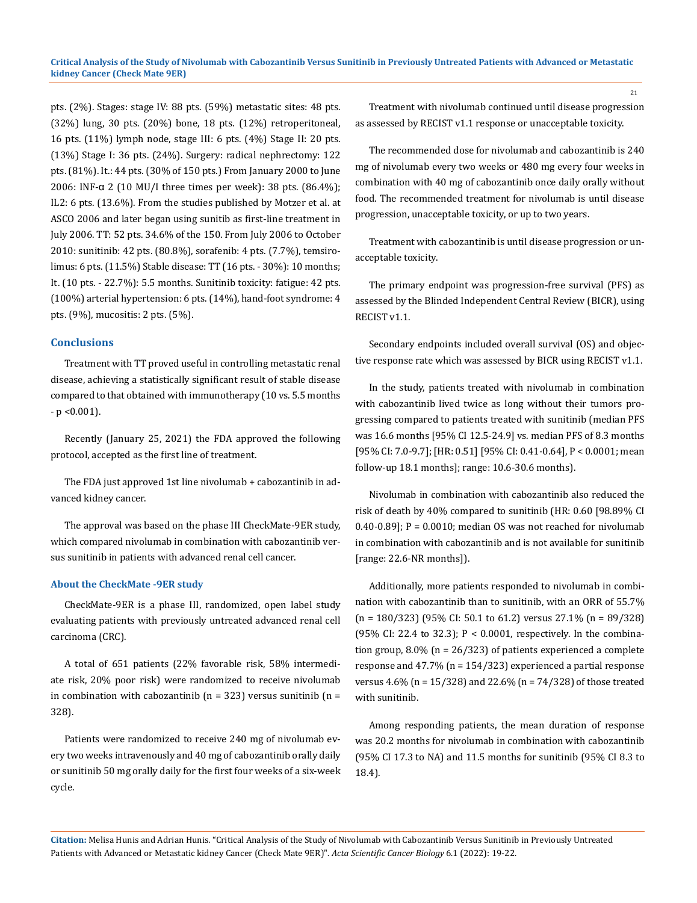pts. (2%). Stages: stage IV: 88 pts. (59%) metastatic sites: 48 pts. (32%) lung, 30 pts. (20%) bone, 18 pts. (12%) retroperitoneal, 16 pts. (11%) lymph node, stage III: 6 pts. (4%) Stage II: 20 pts. (13%) Stage I: 36 pts. (24%). Surgery: radical nephrectomy: 122 pts. (81%). It.: 44 pts. (30% of 150 pts.) From January 2000 to June 2006: INF-α 2 (10 MU/I three times per week): 38 pts. (86.4%); IL2: 6 pts. (13.6%). From the studies published by Motzer et al. at ASCO 2006 and later began using sunitib as first-line treatment in July 2006. TT: 52 pts. 34.6% of the 150. From July 2006 to October 2010: sunitinib: 42 pts. (80.8%), sorafenib: 4 pts. (7.7%), temsirolimus: 6 pts. (11.5%) Stable disease: TT (16 pts. - 30%): 10 months; It. (10 pts. - 22.7%): 5.5 months. Sunitinib toxicity: fatigue: 42 pts. (100%) arterial hypertension: 6 pts. (14%), hand-foot syndrome: 4 pts. (9%), mucositis: 2 pts. (5%).

## Conclusions

Treatment with TT proved useful in controlling metastatic renal disease, achieving a statistically significant result of stable disease compared to that obtained with immunotherapy (10 vs. 5.5 months - p <0.001).

Recently (January 25, 2021) the FDA approved the following protocol, accepted as the first line of treatment.

The FDA just approved 1st line nivolumab + cabozantinib in advanced kidney cancer.

The approval was based on the phase III CheckMate-9ER study, which compared nivolumab in combination with cabozantinib versus sunitinib in patients with advanced renal cell cancer.

### About the CheckMate -9ER study

CheckMate-9ER is a phase III, randomized, open label study evaluating patients with previously untreated advanced renal cell carcinoma (CRC).

A total of 651 patients (22% favorable risk, 58% intermediate risk, 20% poor risk) were randomized to receive nivolumab in combination with cabozantinib (n = 323) versus sunitinib (n = 328).

Patients were randomized to receive 240 mg of nivolumab every two weeks intravenously and 40 mg of cabozantinib orally daily or sunitinib 50 mg orally daily for the first four weeks of a six-week cycle.

Treatment with nivolumab continued until disease progression as assessed by RECIST v1.1 response or unacceptable toxicity.

The recommended dose for nivolumab and cabozantinib is 240 mg of nivolumab every two weeks or 480 mg every four weeks in combination with 40 mg of cabozantinib once daily orally without food. The recommended treatment for nivolumab is until disease progression, unacceptable toxicity, or up to two years.

Treatment with cabozantinib is until disease progression or unacceptable toxicity.

The primary endpoint was progression-free survival (PFS) as assessed by the Blinded Independent Central Review (BICR), using RECIST v1.1.

Secondary endpoints included overall survival (OS) and objective response rate which was assessed by BICR using RECIST v1.1.

In the study, patients treated with nivolumab in combination with cabozantinib lived twice as long without their tumors progressing compared to patients treated with sunitinib (median PFS was 16.6 months [95% CI 12.5-24.9] vs. median PFS of 8.3 months [95% CI: 7.0-9.7]; [HR: 0.51] [95% CI: 0.41-0.64], P < 0.0001; mean follow-up 18.1 months]; range: 10.6-30.6 months).

Nivolumab in combination with cabozantinib also reduced the risk of death by 40% compared to sunitinib (HR: 0.60 [98.89% CI 0.40-0.89]; P = 0.0010; median OS was not reached for nivolumab in combination with cabozantinib and is not available for sunitinib [range: 22.6-NR months]).

Additionally, more patients responded to nivolumab in combination with cabozantinib than to sunitinib, with an ORR of 55.7% (n = 180/323) (95% CI: 50.1 to 61.2) versus 27.1% (n = 89/328) (95% CI: 22.4 to 32.3); P < 0.0001, respectively. In the combination group, 8.0% (n = 26/323) of patients experienced a complete response and 47.7% (n = 154/323) experienced a partial response versus 4.6% (n = 15/328) and 22.6% (n = 74/328) of those treated with sunitinib.

Among responding patients, the mean duration of response was 20.2 months for nivolumab in combination with cabozantinib (95% CI 17.3 to NA) and 11.5 months for sunitinib (95% CI 8.3 to 18.4).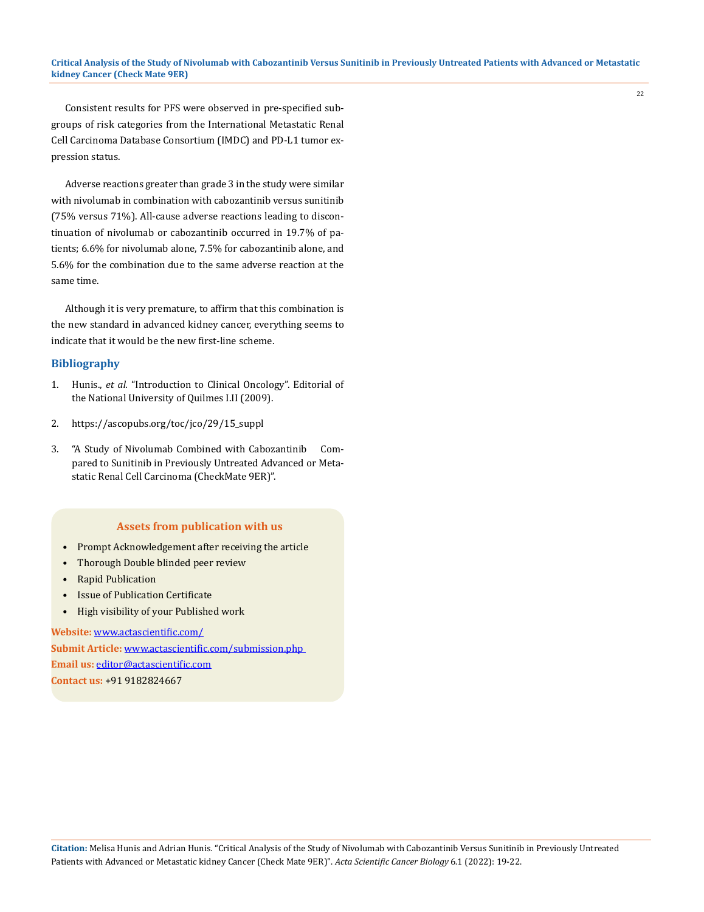Consistent results for PFS were observed in pre-specified subgroups of risk categories from the International Metastatic Renal Cell Carcinoma Database Consortium (IMDC) and PD-L1 tumor expression status.

Adverse reactions greater than grade 3 in the study were similar with nivolumab in combination with cabozantinib versus sunitinib (75% versus 71%). All-cause adverse reactions leading to discontinuation of nivolumab or cabozantinib occurred in 19.7% of patients; 6.6% for nivolumab alone, 7.5% for cabozantinib alone, and 5.6% for the combination due to the same adverse reaction at the same time.

Although it is very premature, to affirm that this combination is the new standard in advanced kidney cancer, everything seems to indicate that it would be the new first-line scheme.

## Bibliography

1. Hunis., *et al.* "Introduction to Clinical Oncology". Editorial of the National University of Quilmes I.II (2009).
2. https://ascopubs.org/toc/jco/29/15_suppl
3. "A Study of Nivolumab Combined with Cabozantinib Compared to Sunitinib in Previously Untreated Advanced or Metastatic Renal Cell Carcinoma (CheckMate 9ER)".

**Assets from publication with us**

- Prompt Acknowledgement after receiving the article
- Thorough Double blinded peer review
- Rapid Publication
- Issue of Publication Certificate
- High visibility of your Published work

**Website:** www.actascientific.com/
**Submit Article:** www.actascientific.com/submission.php
**Email us:** editor@actascientific.com
**Contact us:** +91 9182824667